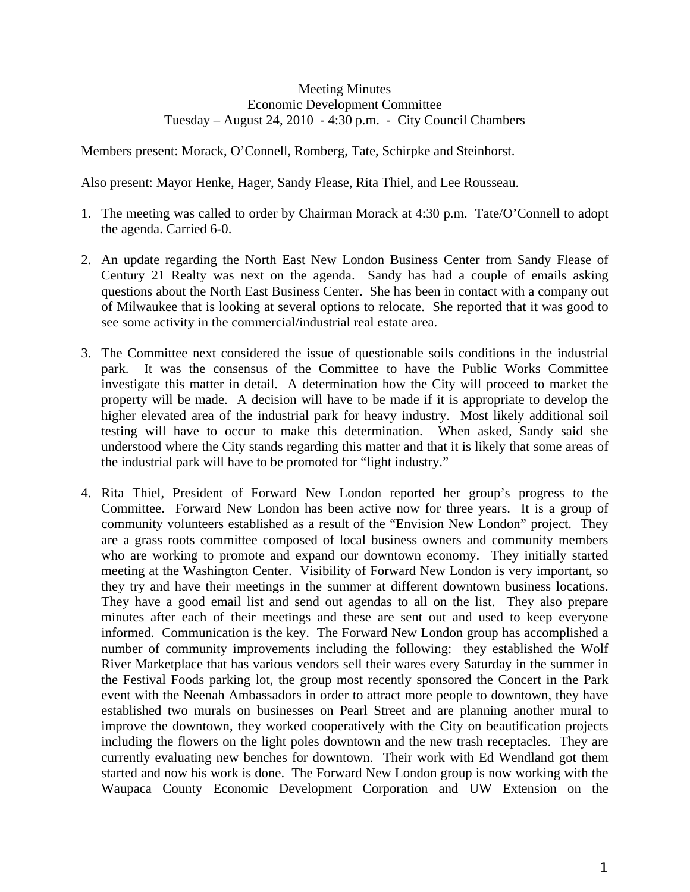Meeting Minutes
Economic Development Committee
Tuesday – August 24, 2010 - 4:30 p.m. - City Council Chambers

Members present: Morack, O'Connell, Romberg, Tate, Schirpke and Steinhorst.

Also present: Mayor Henke, Hager, Sandy Flease, Rita Thiel, and Lee Rousseau.

1. The meeting was called to order by Chairman Morack at 4:30 p.m. Tate/O'Connell to adopt the agenda. Carried 6-0.

2. An update regarding the North East New London Business Center from Sandy Flease of Century 21 Realty was next on the agenda. Sandy has had a couple of emails asking questions about the North East Business Center. She has been in contact with a company out of Milwaukee that is looking at several options to relocate. She reported that it was good to see some activity in the commercial/industrial real estate area.

3. The Committee next considered the issue of questionable soils conditions in the industrial park. It was the consensus of the Committee to have the Public Works Committee investigate this matter in detail. A determination how the City will proceed to market the property will be made. A decision will have to be made if it is appropriate to develop the higher elevated area of the industrial park for heavy industry. Most likely additional soil testing will have to occur to make this determination. When asked, Sandy said she understood where the City stands regarding this matter and that it is likely that some areas of the industrial park will have to be promoted for "light industry."

4. Rita Thiel, President of Forward New London reported her group's progress to the Committee. Forward New London has been active now for three years. It is a group of community volunteers established as a result of the "Envision New London" project. They are a grass roots committee composed of local business owners and community members who are working to promote and expand our downtown economy. They initially started meeting at the Washington Center. Visibility of Forward New London is very important, so they try and have their meetings in the summer at different downtown business locations. They have a good email list and send out agendas to all on the list. They also prepare minutes after each of their meetings and these are sent out and used to keep everyone informed. Communication is the key. The Forward New London group has accomplished a number of community improvements including the following: they established the Wolf River Marketplace that has various vendors sell their wares every Saturday in the summer in the Festival Foods parking lot, the group most recently sponsored the Concert in the Park event with the Neenah Ambassadors in order to attract more people to downtown, they have established two murals on businesses on Pearl Street and are planning another mural to improve the downtown, they worked cooperatively with the City on beautification projects including the flowers on the light poles downtown and the new trash receptacles. They are currently evaluating new benches for downtown. Their work with Ed Wendland got them started and now his work is done. The Forward New London group is now working with the Waupaca County Economic Development Corporation and UW Extension on the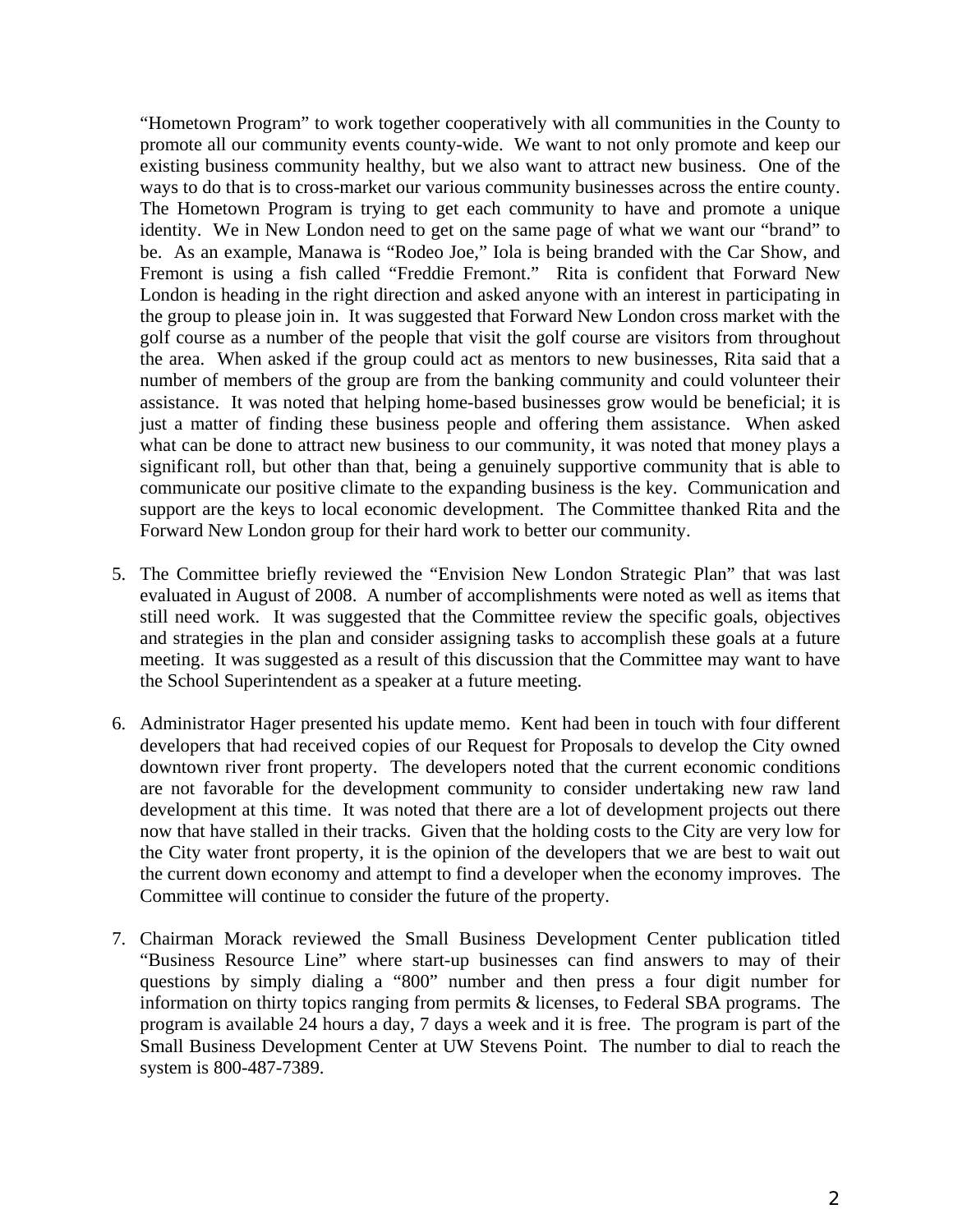"Hometown Program" to work together cooperatively with all communities in the County to promote all our community events county-wide. We want to not only promote and keep our existing business community healthy, but we also want to attract new business. One of the ways to do that is to cross-market our various community businesses across the entire county. The Hometown Program is trying to get each community to have and promote a unique identity. We in New London need to get on the same page of what we want our "brand" to be. As an example, Manawa is "Rodeo Joe," Iola is being branded with the Car Show, and Fremont is using a fish called "Freddie Fremont." Rita is confident that Forward New London is heading in the right direction and asked anyone with an interest in participating in the group to please join in. It was suggested that Forward New London cross market with the golf course as a number of the people that visit the golf course are visitors from throughout the area. When asked if the group could act as mentors to new businesses, Rita said that a number of members of the group are from the banking community and could volunteer their assistance. It was noted that helping home-based businesses grow would be beneficial; it is just a matter of finding these business people and offering them assistance. When asked what can be done to attract new business to our community, it was noted that money plays a significant roll, but other than that, being a genuinely supportive community that is able to communicate our positive climate to the expanding business is the key. Communication and support are the keys to local economic development. The Committee thanked Rita and the Forward New London group for their hard work to better our community.

5. The Committee briefly reviewed the "Envision New London Strategic Plan" that was last evaluated in August of 2008. A number of accomplishments were noted as well as items that still need work. It was suggested that the Committee review the specific goals, objectives and strategies in the plan and consider assigning tasks to accomplish these goals at a future meeting. It was suggested as a result of this discussion that the Committee may want to have the School Superintendent as a speaker at a future meeting.

6. Administrator Hager presented his update memo. Kent had been in touch with four different developers that had received copies of our Request for Proposals to develop the City owned downtown river front property. The developers noted that the current economic conditions are not favorable for the development community to consider undertaking new raw land development at this time. It was noted that there are a lot of development projects out there now that have stalled in their tracks. Given that the holding costs to the City are very low for the City water front property, it is the opinion of the developers that we are best to wait out the current down economy and attempt to find a developer when the economy improves. The Committee will continue to consider the future of the property.

7. Chairman Morack reviewed the Small Business Development Center publication titled "Business Resource Line" where start-up businesses can find answers to may of their questions by simply dialing a "800" number and then press a four digit number for information on thirty topics ranging from permits & licenses, to Federal SBA programs. The program is available 24 hours a day, 7 days a week and it is free. The program is part of the Small Business Development Center at UW Stevens Point. The number to dial to reach the system is 800-487-7389.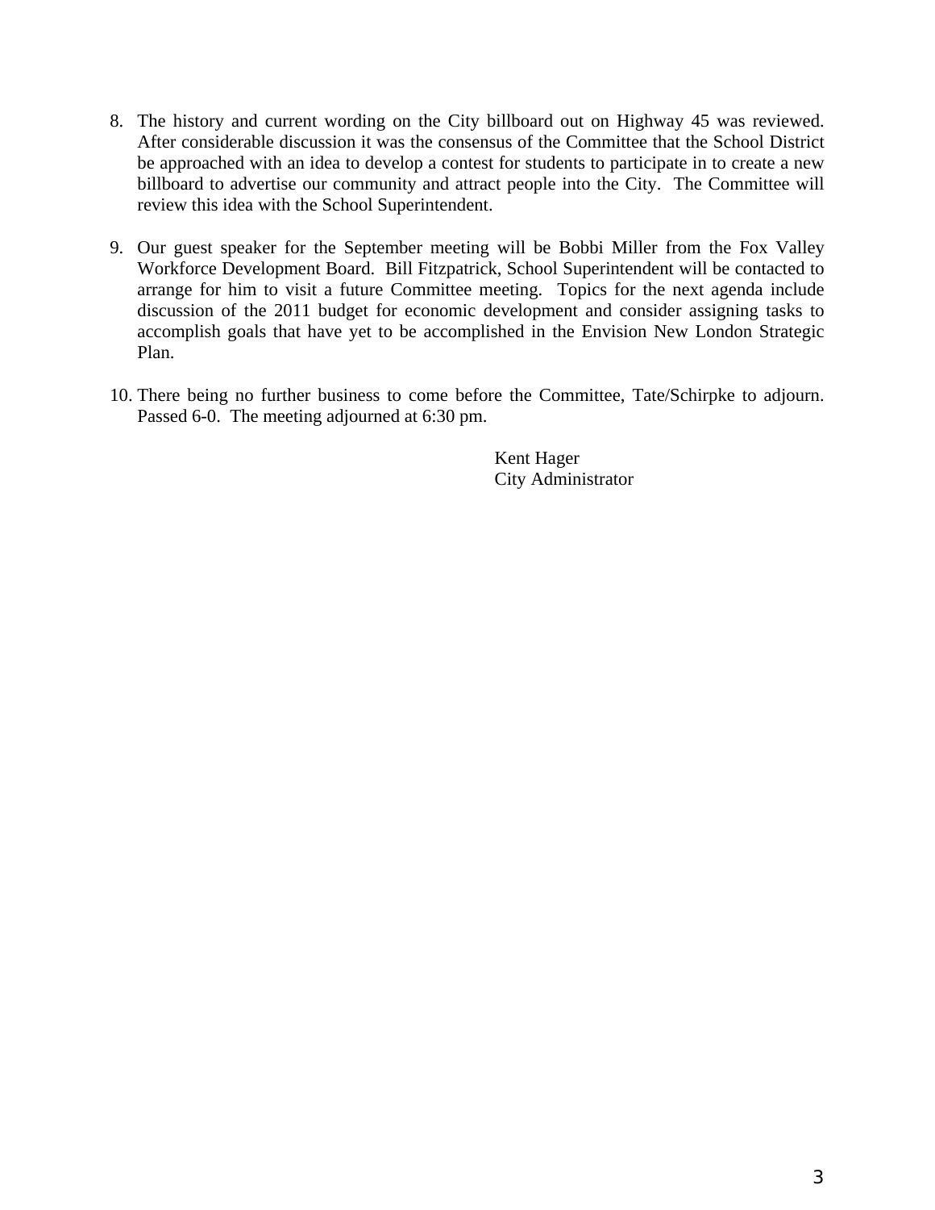8. The history and current wording on the City billboard out on Highway 45 was reviewed. After considerable discussion it was the consensus of the Committee that the School District be approached with an idea to develop a contest for students to participate in to create a new billboard to advertise our community and attract people into the City. The Committee will review this idea with the School Superintendent.

9. Our guest speaker for the September meeting will be Bobbi Miller from the Fox Valley Workforce Development Board. Bill Fitzpatrick, School Superintendent will be contacted to arrange for him to visit a future Committee meeting. Topics for the next agenda include discussion of the 2011 budget for economic development and consider assigning tasks to accomplish goals that have yet to be accomplished in the Envision New London Strategic Plan.

10. There being no further business to come before the Committee, Tate/Schirpke to adjourn. Passed 6-0. The meeting adjourned at 6:30 pm.

Kent Hager
City Administrator